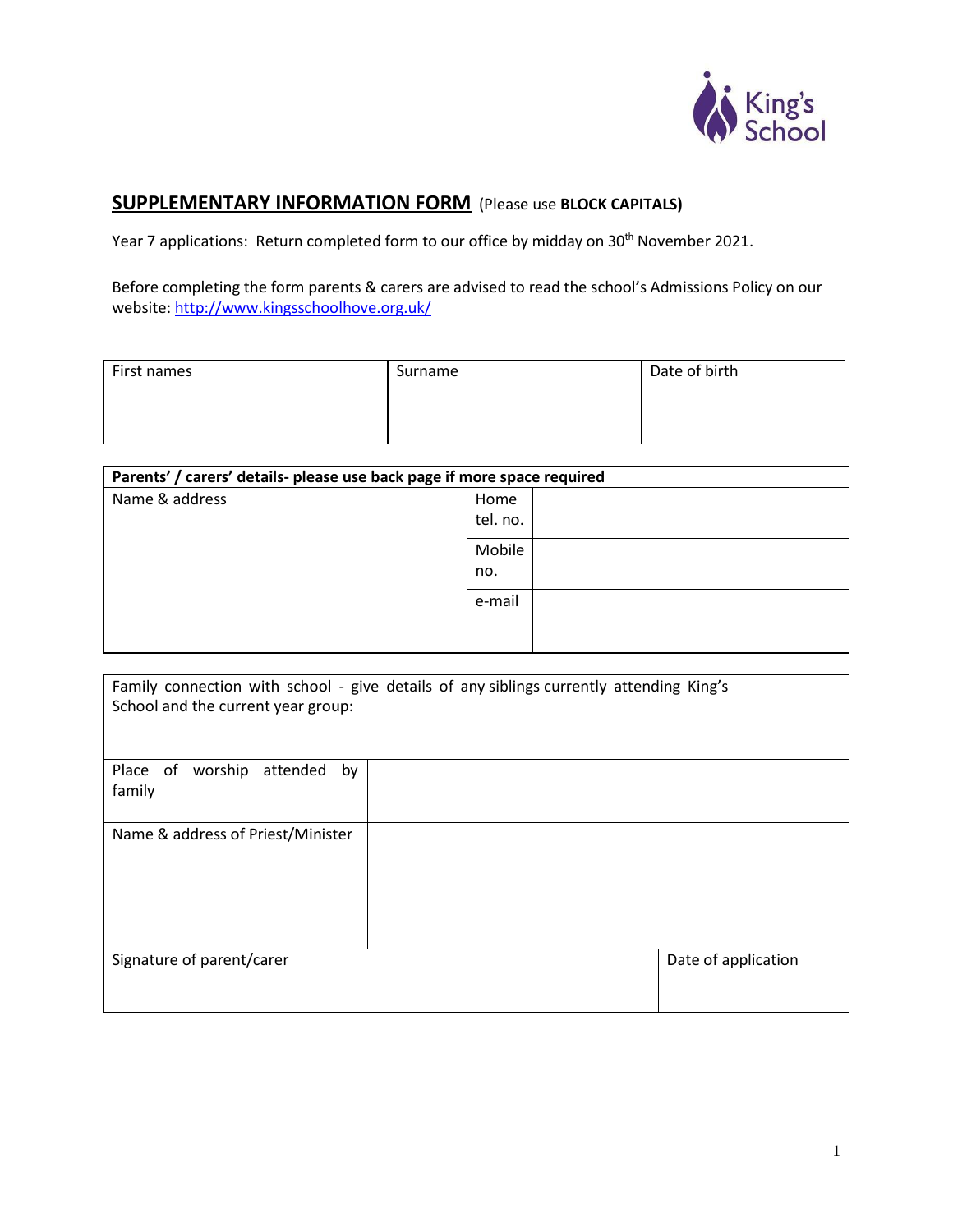King's School

## SUPPLEMENTARY INFORMATION FORM (Please use **BLOCK CAPITALS)**

Year 7 applications: Return completed form to our office by midday on 30th November 2021.

Before completing the form parents & carers are advised to read the school's Admissions Policy on our website: http://www.kingsschoolhove.org.uk/

| First names | Surname | Date of birth |
|---|---|---|
| | | |

| **Parents' / carers' details- please use back page if more space required** | | |
|---|---|---|
| Name & address | Home tel. no. | |
| | Mobile no. | |
| | e-mail | |

| Family connection with school - give details of any siblings currently attending King's School and the current year group: | |
|---|---|
| Place of worship attended by family | |
| Name & address of Priest/Minister | |

| Signature of parent/carer | Date of application |
|---|---|
| | |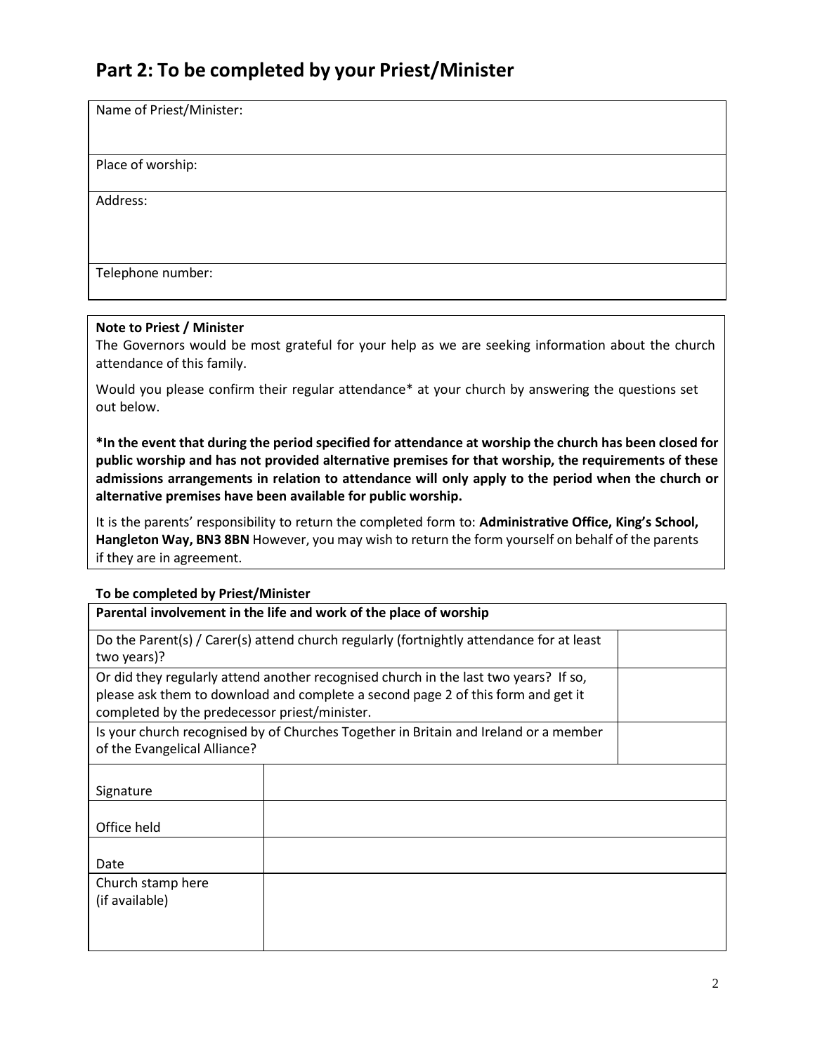## Part 2: To be completed by your Priest/Minister

| |
|---|
| Name of Priest/Minister: |
| Place of worship: |
| Address: |
| Telephone number: |

**Note to Priest / Minister**

The Governors would be most grateful for your help as we are seeking information about the church attendance of this family.

Would you please confirm their regular attendance* at your church by answering the questions set out below.

**\*In the event that during the period specified for attendance at worship the church has been closed for public worship and has not provided alternative premises for that worship, the requirements of these admissions arrangements in relation to attendance will only apply to the period when the church or alternative premises have been available for public worship.**

It is the parents' responsibility to return the completed form to: **Administrative Office, King's School, Hangleton Way, BN3 8BN** However, you may wish to return the form yourself on behalf of the parents if they are in agreement.

**To be completed by Priest/Minister**

| **Parental involvement in the life and work of the place of worship** | |
|---|---|
| Do the Parent(s) / Carer(s) attend church regularly (fortnightly attendance for at least two years)? | |
| Or did they regularly attend another recognised church in the last two years? If so, please ask them to download and complete a second page 2 of this form and get it completed by the predecessor priest/minister. | |
| Is your church recognised by of Churches Together in Britain and Ireland or a member of the Evangelical Alliance? | |

| | |
|---|---|
| Signature | |
| Office held | |
| Date | |
| Church stamp here (if available) | |